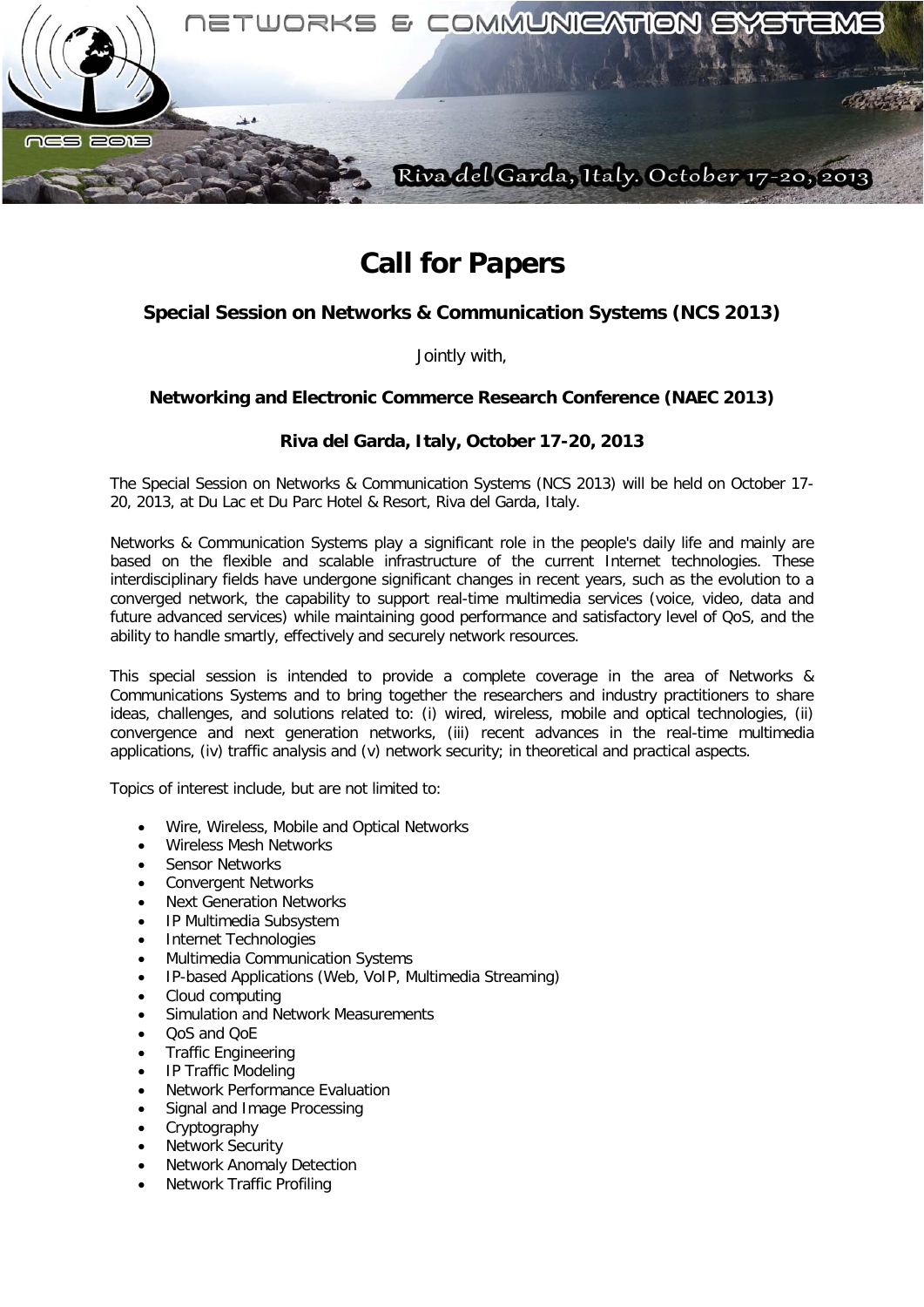# Call for Papers

### Special Session on Networks & Communication Systems (NCS 2013)

Jointly with,

### Networking and Electronic Commerce Research Conference (NAEC 2013)

### Riva del Garda, Italy, October 17-20, 2013

The Special Session on Networks & Communication Systems (NCS 2013) will be held on October 17-20, 2013, at Du Lac et Du Parc Hotel & Resort, Riva del Garda, Italy.

Networks & Communication Systems play a significant role in the people's daily life and mainly are based on the flexible and scalable infrastructure of the current Internet technologies. These interdisciplinary fields have undergone significant changes in recent years, such as the evolution to a converged network, the capability to support real-time multimedia services (voice, video, data and future advanced services) while maintaining good performance and satisfactory level of QoS, and the ability to handle smartly, effectively and securely network resources.

This special session is intended to provide a complete coverage in the area of Networks & Communications Systems and to bring together the researchers and industry practitioners to share ideas, challenges, and solutions related to: (i) wired, wireless, mobile and optical technologies, (ii) convergence and next generation networks, (iii) recent advances in the real-time multimedia applications, (iv) traffic analysis and (v) network security; in theoretical and practical aspects.

Topics of interest include, but are not limited to:

- Wire, Wireless, Mobile and Optical Networks
- Wireless Mesh Networks
- Sensor Networks
- Convergent Networks
- Next Generation Networks
- IP Multimedia Subsystem
- Internet Technologies
- Multimedia Communication Systems
- IP-based Applications (Web, VoIP, Multimedia Streaming)
- Cloud computing
- Simulation and Network Measurements
- QoS and QoE
- Traffic Engineering
- IP Traffic Modeling
- Network Performance Evaluation
- Signal and Image Processing
- Cryptography
- Network Security
- Network Anomaly Detection
- Network Traffic Profiling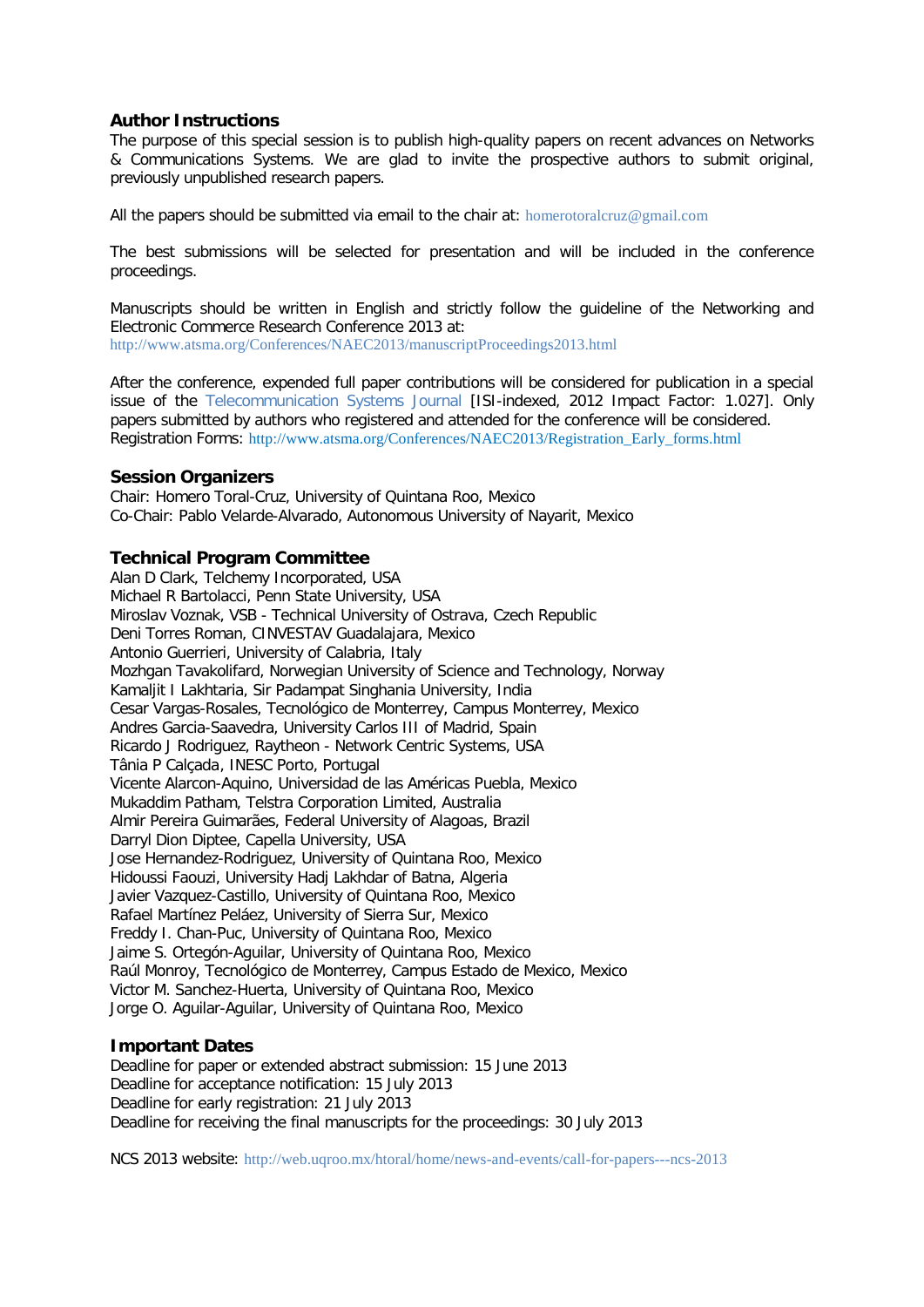## Author Instructions

The purpose of this special session is to publish high-quality papers on recent advances on Networks & Communications Systems. We are glad to invite the prospective authors to submit original, previously unpublished research papers.

All the papers should be submitted via email to the chair at: homerotoralcruz@gmail.com

The best submissions will be selected for presentation and will be included in the conference proceedings.

Manuscripts should be written in English and strictly follow the guideline of the Networking and Electronic Commerce Research Conference 2013 at:
http://www.atsma.org/Conferences/NAEC2013/manuscriptProceedings2013.html

After the conference, expended full paper contributions will be considered for publication in a special issue of the Telecommunication Systems Journal [ISI-indexed, 2012 Impact Factor: 1.027]. Only papers submitted by authors who registered and attended for the conference will be considered.
Registration Forms: http://www.atsma.org/Conferences/NAEC2013/Registration_Early_forms.html

## Session Organizers

Chair: Homero Toral-Cruz, University of Quintana Roo, Mexico
Co-Chair: Pablo Velarde-Alvarado, Autonomous University of Nayarit, Mexico

## Technical Program Committee

Alan D Clark, Telchemy Incorporated, USA
Michael R Bartolacci, Penn State University, USA
Miroslav Voznak, VSB - Technical University of Ostrava, Czech Republic
Deni Torres Roman, CINVESTAV Guadalajara, Mexico
Antonio Guerrieri, University of Calabria, Italy
Mozhgan Tavakolifard, Norwegian University of Science and Technology, Norway
Kamaljit I Lakhtaria, Sir Padampat Singhania University, India
Cesar Vargas-Rosales, Tecnológico de Monterrey, Campus Monterrey, Mexico
Andres Garcia-Saavedra, University Carlos III of Madrid, Spain
Ricardo J Rodriguez, Raytheon - Network Centric Systems, USA
Tânia P Calçada, INESC Porto, Portugal
Vicente Alarcon-Aquino, Universidad de las Américas Puebla, Mexico
Mukaddim Patham, Telstra Corporation Limited, Australia
Almir Pereira Guimarães, Federal University of Alagoas, Brazil
Darryl Dion Diptee, Capella University, USA
Jose Hernandez-Rodriguez, University of Quintana Roo, Mexico
Hidoussi Faouzi, University Hadj Lakhdar of Batna, Algeria
Javier Vazquez-Castillo, University of Quintana Roo, Mexico
Rafael Martínez Peláez, University of Sierra Sur, Mexico
Freddy I. Chan-Puc, University of Quintana Roo, Mexico
Jaime S. Ortegón-Aguilar, University of Quintana Roo, Mexico
Raúl Monroy, Tecnológico de Monterrey, Campus Estado de Mexico, Mexico
Victor M. Sanchez-Huerta, University of Quintana Roo, Mexico
Jorge O. Aguilar-Aguilar, University of Quintana Roo, Mexico

## Important Dates

Deadline for paper or extended abstract submission: 15 June 2013
Deadline for acceptance notification: 15 July 2013
Deadline for early registration: 21 July 2013
Deadline for receiving the final manuscripts for the proceedings: 30 July 2013

NCS 2013 website: http://web.uqroo.mx/htoral/home/news-and-events/call-for-papers---ncs-2013